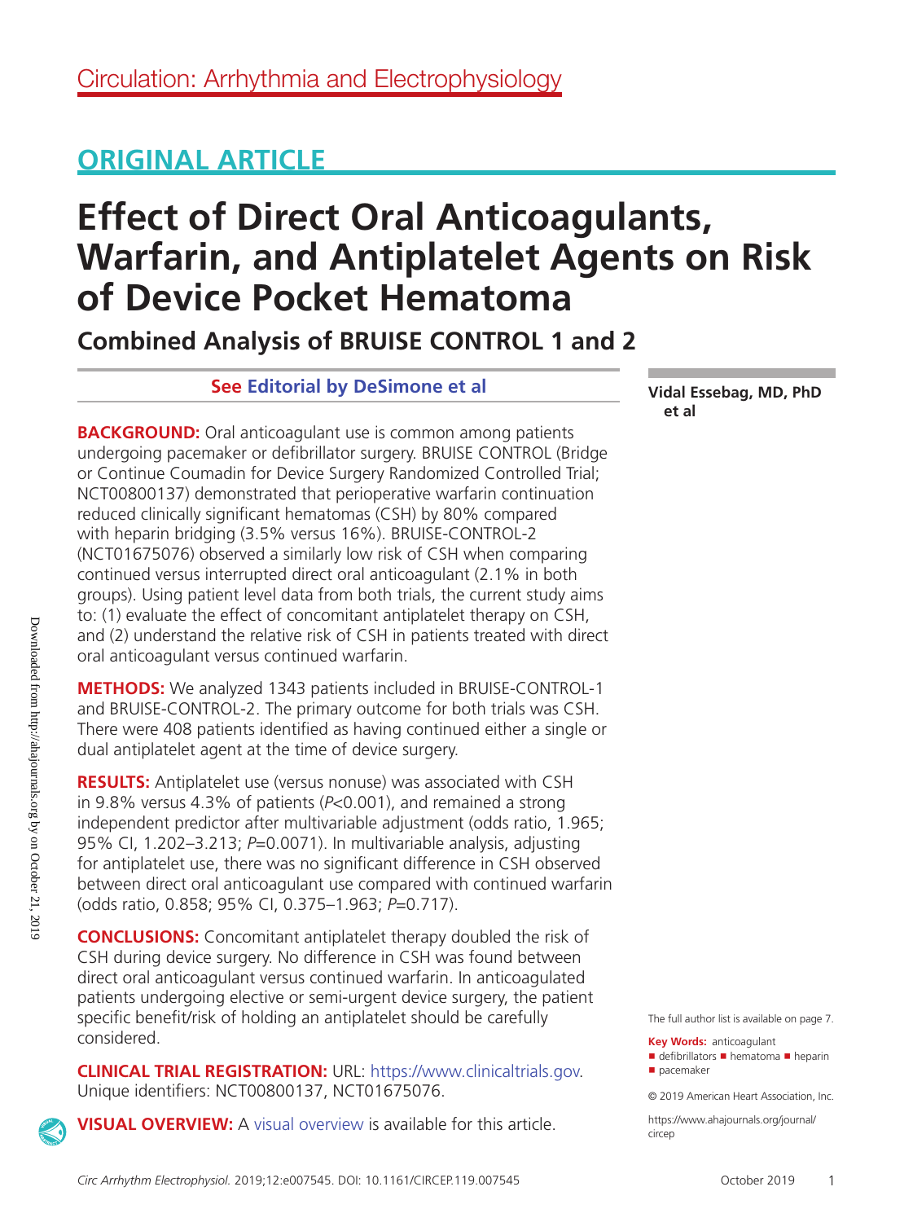ORIGINAL ARTICLE

# Effect of Direct Oral Anticoagulants, Warfarin, and Antiplatelet Agents on Risk of Device Pocket Hematoma

## Combined Analysis of BRUISE CONTROL 1 and 2

See Editorial by DeSimone et al

**Vidal Essebag, MD, PhD et al**

**BACKGROUND:** Oral anticoagulant use is common among patients undergoing pacemaker or defibrillator surgery. BRUISE CONTROL (Bridge or Continue Coumadin for Device Surgery Randomized Controlled Trial; NCT00800137) demonstrated that perioperative warfarin continuation reduced clinically significant hematomas (CSH) by 80% compared with heparin bridging (3.5% versus 16%). BRUISE-CONTROL-2 (NCT01675076) observed a similarly low risk of CSH when comparing continued versus interrupted direct oral anticoagulant (2.1% in both groups). Using patient level data from both trials, the current study aims to: (1) evaluate the effect of concomitant antiplatelet therapy on CSH, and (2) understand the relative risk of CSH in patients treated with direct oral anticoagulant versus continued warfarin.

**METHODS:** We analyzed 1343 patients included in BRUISE-CONTROL-1 and BRUISE-CONTROL-2. The primary outcome for both trials was CSH. There were 408 patients identified as having continued either a single or dual antiplatelet agent at the time of device surgery.

**RESULTS:** Antiplatelet use (versus nonuse) was associated with CSH in 9.8% versus 4.3% of patients ($P<0.001$), and remained a strong independent predictor after multivariable adjustment (odds ratio, 1.965; 95% CI, 1.202–3.213; $P=0.0071$). In multivariable analysis, adjusting for antiplatelet use, there was no significant difference in CSH observed between direct oral anticoagulant use compared with continued warfarin (odds ratio, 0.858; 95% CI, 0.375–1.963; $P=0.717$).

**CONCLUSIONS:** Concomitant antiplatelet therapy doubled the risk of CSH during device surgery. No difference in CSH was found between direct oral anticoagulant versus continued warfarin. In anticoagulated patients undergoing elective or semi-urgent device surgery, the patient specific benefit/risk of holding an antiplatelet should be carefully considered.

**CLINICAL TRIAL REGISTRATION:** URL: https://www.clinicaltrials.gov. Unique identifiers: NCT00800137, NCT01675076.

**VISUAL OVERVIEW:** A visual overview is available for this article.

The full author list is available on page 7.

**Key Words:** anticoagulant ■ defibrillators ■ hematoma ■ heparin ■ pacemaker

© 2019 American Heart Association, Inc.

https://www.ahajournals.org/journal/circep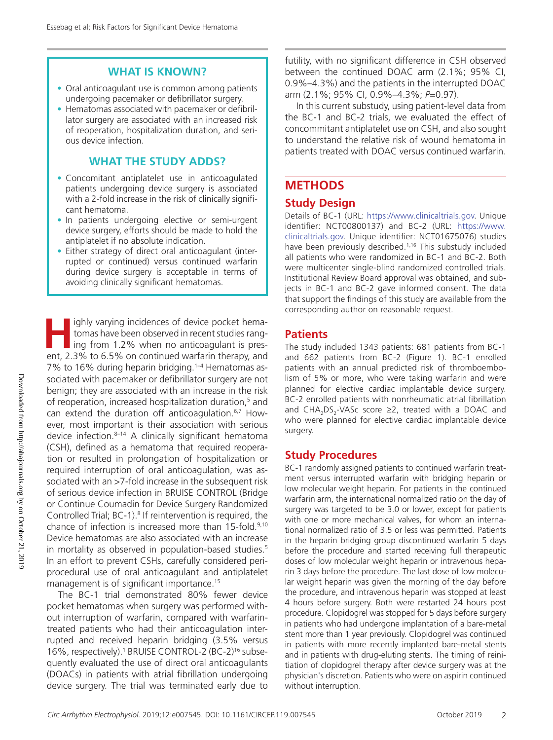## WHAT IS KNOWN?

- Oral anticoagulant use is common among patients undergoing pacemaker or defibrillator surgery.
- Hematomas associated with pacemaker or defibrillator surgery are associated with an increased risk of reoperation, hospitalization duration, and serious device infection.

## WHAT THE STUDY ADDS?

- Concomitant antiplatelet use in anticoagulated patients undergoing device surgery is associated with a 2-fold increase in the risk of clinically significant hematoma.
- In patients undergoing elective or semi-urgent device surgery, efforts should be made to hold the antiplatelet if no absolute indication.
- Either strategy of direct oral anticoagulant (interrupted or continued) versus continued warfarin during device surgery is acceptable in terms of avoiding clinically significant hematomas.

Highly varying incidences of device pocket hematomas have been observed in recent studies ranging from 1.2% when no anticoagulant is present, 2.3% to 6.5% on continued warfarin therapy, and 7% to 16% during heparin bridging.[1–4] Hematomas associated with pacemaker or defibrillator surgery are not benign; they are associated with an increase in the risk of reoperation, increased hospitalization duration,[5] and can extend the duration off anticoagulation.[6,7] However, most important is their association with serious device infection.[8–14] A clinically significant hematoma (CSH), defined as a hematoma that required reoperation or resulted in prolongation of hospitalization or required interruption of oral anticoagulation, was associated with an >7-fold increase in the subsequent risk of serious device infection in BRUISE CONTROL (Bridge or Continue Coumadin for Device Surgery Randomized Controlled Trial; BC-1).[8] If reintervention is required, the chance of infection is increased more than 15-fold.[9,10] Device hematomas are also associated with an increase in mortality as observed in population-based studies.[5] In an effort to prevent CSHs, carefully considered periprocedural use of oral anticoagulant and antiplatelet management is of significant importance.[15]

The BC-1 trial demonstrated 80% fewer device pocket hematomas when surgery was performed without interruption of warfarin, compared with warfarin-treated patients who had their anticoagulation interrupted and received heparin bridging (3.5% versus 16%, respectively).[1] BRUISE CONTROL-2 (BC-2)[16] subsequently evaluated the use of direct oral anticoagulants (DOACs) in patients with atrial fibrillation undergoing device surgery. The trial was terminated early due to futility, with no significant difference in CSH observed between the continued DOAC arm (2.1%; 95% CI, 0.9%–4.3%) and the patients in the interrupted DOAC arm (2.1%; 95% CI, 0.9%–4.3%; *P*=0.97).

In this current substudy, using patient-level data from the BC-1 and BC-2 trials, we evaluated the effect of concommitant antiplatelet use on CSH, and also sought to understand the relative risk of wound hematoma in patients treated with DOAC versus continued warfarin.

# METHODS

## Study Design

Details of BC-1 (URL: https://www.clinicaltrials.gov. Unique identifier: NCT00800137) and BC-2 (URL: https://www.clinicaltrials.gov. Unique identifier: NCT01675076) studies have been previously described.[1,16] This substudy included all patients who were randomized in BC-1 and BC-2. Both were multicenter single-blind randomized controlled trials. Institutional Review Board approval was obtained, and subjects in BC-1 and BC-2 gave informed consent. The data that support the findings of this study are available from the corresponding author on reasonable request.

## Patients

The study included 1343 patients: 681 patients from BC-1 and 662 patients from BC-2 (Figure 1). BC-1 enrolled patients with an annual predicted risk of thromboembolism of 5% or more, who were taking warfarin and were planned for elective cardiac implantable device surgery. BC-2 enrolled patients with nonrheumatic atrial fibrillation and $CHA_2DS_2$-VASc score ≥2, treated with a DOAC and who were planned for elective cardiac implantable device surgery.

## Study Procedures

BC-1 randomly assigned patients to continued warfarin treatment versus interrupted warfarin with bridging heparin or low molecular weight heparin. For patients in the continued warfarin arm, the international normalized ratio on the day of surgery was targeted to be 3.0 or lower, except for patients with one or more mechanical valves, for whom an international normalized ratio of 3.5 or less was permitted. Patients in the heparin bridging group discontinued warfarin 5 days before the procedure and started receiving full therapeutic doses of low molecular weight heparin or intravenous heparin 3 days before the procedure. The last dose of low molecular weight heparin was given the morning of the day before the procedure, and intravenous heparin was stopped at least 4 hours before surgery. Both were restarted 24 hours post procedure. Clopidogrel was stopped for 5 days before surgery in patients who had undergone implantation of a bare-metal stent more than 1 year previously. Clopidogrel was continued in patients with more recently implanted bare-metal stents and in patients with drug-eluting stents. The timing of reinitiation of clopidogrel therapy after device surgery was at the physician's discretion. Patients who were on aspirin continued without interruption.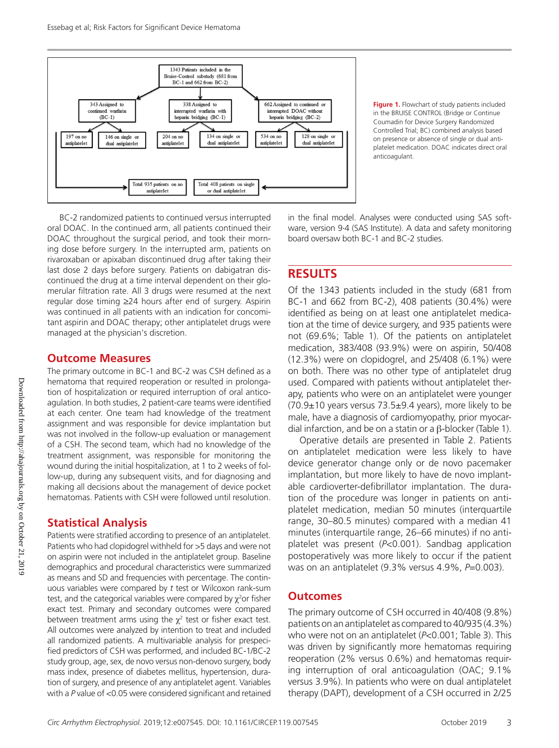Figure 1. Flowchart of study patients included in the BRUISE CONTROL (Bridge or Continue Coumadin for Device Surgery Randomized Controlled Trial; BC) combined analysis based on presence or absence of single or dual antiplatelet medication. DOAC indicates direct oral anticoagulant.

BC-2 randomized patients to continued versus interrupted oral DOAC. In the continued arm, all patients continued their DOAC throughout the surgical period, and took their morning dose before surgery. In the interrupted arm, patients on rivaroxaban or apixaban discontinued drug after taking their last dose 2 days before surgery. Patients on dabigatran discontinued the drug at a time interval dependent on their glomerular filtration rate. All 3 drugs were resumed at the next regular dose timing ≥24 hours after end of surgery. Aspirin was continued in all patients with an indication for concomitant aspirin and DOAC therapy; other antiplatelet drugs were managed at the physician's discretion.

## Outcome Measures

The primary outcome in BC-1 and BC-2 was CSH defined as a hematoma that required reoperation or resulted in prolongation of hospitalization or required interruption of oral anticoagulation. In both studies, 2 patient-care teams were identified at each center. One team had knowledge of the treatment assignment and was responsible for device implantation but was not involved in the follow-up evaluation or management of a CSH. The second team, which had no knowledge of the treatment assignment, was responsible for monitoring the wound during the initial hospitalization, at 1 to 2 weeks of follow-up, during any subsequent visits, and for diagnosing and making all decisions about the management of device pocket hematomas. Patients with CSH were followed until resolution.

## Statistical Analysis

Patients were stratified according to presence of an antiplatelet. Patients who had clopidogrel withheld for >5 days and were not on aspirin were not included in the antiplatelet group. Baseline demographics and procedural characteristics were summarized as means and SD and frequencies with percentage. The continuous variables were compared by *t* test or Wilcoxon rank-sum test, and the categorical variables were compared by $\chi^2$or fisher exact test. Primary and secondary outcomes were compared between treatment arms using the $\chi^2$ test or fisher exact test. All outcomes were analyzed by intention to treat and included all randomized patients. A multivariable analysis for prespecified predictors of CSH was performed, and included BC-1/BC-2 study group, age, sex, de novo versus non-denovo surgery, body mass index, presence of diabetes mellitus, hypertension, duration of surgery, and presence of any antiplatelet agent. Variables with a *P* value of <0.05 were considered significant and retained in the final model. Analyses were conducted using SAS software, version 9·4 (SAS Institute). A data and safety monitoring board oversaw both BC-1 and BC-2 studies.

# RESULTS

Of the 1343 patients included in the study (681 from BC-1 and 662 from BC-2), 408 patients (30.4%) were identified as being on at least one antiplatelet medication at the time of device surgery, and 935 patients were not (69.6%; Table 1). Of the patients on antiplatelet medication, 383/408 (93.9%) were on aspirin, 50/408 (12.3%) were on clopidogrel, and 25/408 (6.1%) were on both. There was no other type of antiplatelet drug used. Compared with patients without antiplatelet therapy, patients who were on an antiplatelet were younger (70.9±10 years versus 73.5±9.4 years), more likely to be male, have a diagnosis of cardiomyopathy, prior myocardial infarction, and be on a statin or a β-blocker (Table 1).

Operative details are presented in Table 2. Patients on antiplatelet medication were less likely to have device generator change only or de novo pacemaker implantation, but more likely to have de novo implantable cardioverter-defibrillator implantation. The duration of the procedure was longer in patients on antiplatelet medication, median 50 minutes (interquartile range, 30–80.5 minutes) compared with a median 41 minutes (interquartile range, 26–66 minutes) if no antiplatelet was present ($P$<0.001). Sandbag application postoperatively was more likely to occur if the patient was on an antiplatelet (9.3% versus 4.9%, $P$=0.003).

## Outcomes

The primary outcome of CSH occurred in 40/408 (9.8%) patients on an antiplatelet as compared to 40/935 (4.3%) who were not on an antiplatelet ($P$<0.001; Table 3). This was driven by significantly more hematomas requiring reoperation (2% versus 0.6%) and hematomas requiring interruption of oral anticoagulation (OAC; 9.1% versus 3.9%). In patients who were on dual antiplatelet therapy (DAPT), development of a CSH occurred in 2/25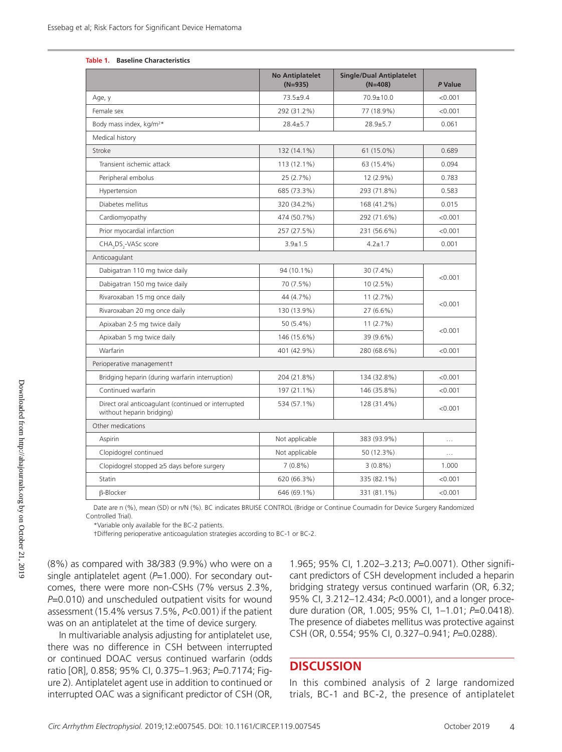**Table 1. Baseline Characteristics**

| | No Antiplatelet (N=935) | Single/Dual Antiplatelet (N=408) | *P* Value |
|---|---|---|---|
| Age, y | 73.5±9.4 | 70.9±10.0 | <0.001 |
| Female sex | 292 (31.2%) | 77 (18.9%) | <0.001 |
| Body mass index, kg/m²* | 28.4±5.7 | 28.9±5.7 | 0.061 |
| Medical history | | | |
| Stroke | 132 (14.1%) | 61 (15.0%) | 0.689 |
| Transient ischemic attack | 113 (12.1%) | 63 (15.4%) | 0.094 |
| Peripheral embolus | 25 (2.7%) | 12 (2.9%) | 0.783 |
| Hypertension | 685 (73.3%) | 293 (71.8%) | 0.583 |
| Diabetes mellitus | 320 (34.2%) | 168 (41.2%) | 0.015 |
| Cardiomyopathy | 474 (50.7%) | 292 (71.6%) | <0.001 |
| Prior myocardial infarction | 257 (27.5%) | 231 (56.6%) | <0.001 |
| $CHA_2DS_2$-VASc score | 3.9±1.5 | 4.2±1.7 | 0.001 |
| Anticoagulant | | | |
| Dabigatran 110 mg twice daily | 94 (10.1%) | 30 (7.4%) | <0.001 |
| Dabigatran 150 mg twice daily | 70 (7.5%) | 10 (2.5%) | |
| Rivaroxaban 15 mg once daily | 44 (4.7%) | 11 (2.7%) | <0.001 |
| Rivaroxaban 20 mg once daily | 130 (13.9%) | 27 (6.6%) | |
| Apixaban 2·5 mg twice daily | 50 (5.4%) | 11 (2.7%) | <0.001 |
| Apixaban 5 mg twice daily | 146 (15.6%) | 39 (9.6%) | |
| Warfarin | 401 (42.9%) | 280 (68.6%) | <0.001 |
| Perioperative management† | | | |
| Bridging heparin (during warfarin interruption) | 204 (21.8%) | 134 (32.8%) | <0.001 |
| Continued warfarin | 197 (21.1%) | 146 (35.8%) | <0.001 |
| Direct oral anticoagulant (continued or interrupted without heparin bridging) | 534 (57.1%) | 128 (31.4%) | <0.001 |
| Other medications | | | |
| Aspirin | Not applicable | 383 (93.9%) | ... |
| Clopidogrel continued | Not applicable | 50 (12.3%) | ... |
| Clopidogrel stopped ≥5 days before surgery | 7 (0.8%) | 3 (0.8%) | 1.000 |
| Statin | 620 (66.3%) | 335 (82.1%) | <0.001 |
| β-Blocker | 646 (69.1%) | 331 (81.1%) | <0.001 |

Date are n (%), mean (SD) or n/N (%). BC indicates BRUISE CONTROL (Bridge or Continue Coumadin for Device Surgery Randomized Controlled Trial).

*Variable only available for the BC-2 patients.

†Differing perioperative anticoagulation strategies according to BC-1 or BC-2.

(8%) as compared with 38/383 (9.9%) who were on a single antiplatelet agent (*P*=1.000). For secondary outcomes, there were more non-CSHs (7% versus 2.3%, *P*=0.010) and unscheduled outpatient visits for wound assessment (15.4% versus 7.5%, *P*<0.001) if the patient was on an antiplatelet at the time of device surgery.

In multivariable analysis adjusting for antiplatelet use, there was no difference in CSH between interrupted or continued DOAC versus continued warfarin (odds ratio [OR], 0.858; 95% CI, 0.375–1.963; *P*=0.7174; Figure 2). Antiplatelet agent use in addition to continued or interrupted OAC was a significant predictor of CSH (OR, 1.965; 95% CI, 1.202–3.213; *P*=0.0071). Other significant predictors of CSH development included a heparin bridging strategy versus continued warfarin (OR, 6.32; 95% CI, 3.212–12.434; *P*<0.0001), and a longer procedure duration (OR, 1.005; 95% CI, 1–1.01; *P*=0.0418). The presence of diabetes mellitus was protective against CSH (OR, 0.554; 95% CI, 0.327–0.941; *P*=0.0288).

## DISCUSSION

In this combined analysis of 2 large randomized trials, BC-1 and BC-2, the presence of antiplatelet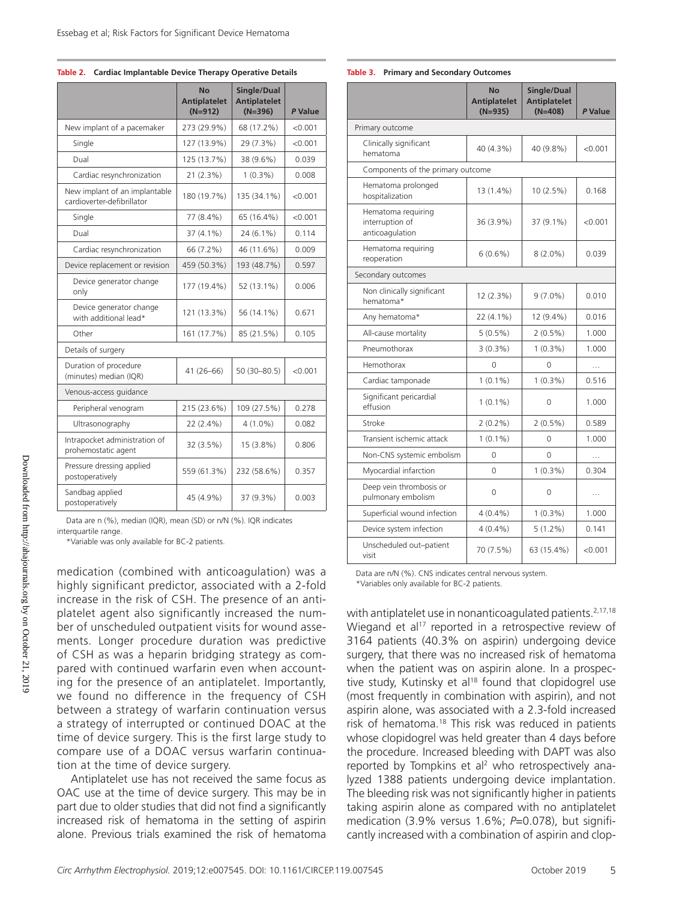**Table 2. Cardiac Implantable Device Therapy Operative Details**

| | No Antiplatelet (N=912) | Single/Dual Antiplatelet (N=396) | P Value |
|---|---|---|---|
| New implant of a pacemaker | 273 (29.9%) | 68 (17.2%) | <0.001 |
| Single | 127 (13.9%) | 29 (7.3%) | <0.001 |
| Dual | 125 (13.7%) | 38 (9.6%) | 0.039 |
| Cardiac resynchronization | 21 (2.3%) | 1 (0.3%) | 0.008 |
| New implant of an implantable cardioverter-defibrillator | 180 (19.7%) | 135 (34.1%) | <0.001 |
| Single | 77 (8.4%) | 65 (16.4%) | <0.001 |
| Dual | 37 (4.1%) | 24 (6.1%) | 0.114 |
| Cardiac resynchronization | 66 (7.2%) | 46 (11.6%) | 0.009 |
| Device replacement or revision | 459 (50.3%) | 193 (48.7%) | 0.597 |
| Device generator change only | 177 (19.4%) | 52 (13.1%) | 0.006 |
| Device generator change with additional lead* | 121 (13.3%) | 56 (14.1%) | 0.671 |
| Other | 161 (17.7%) | 85 (21.5%) | 0.105 |
| Details of surgery | | | |
| Duration of procedure (minutes) median (IQR) | 41 (26–66) | 50 (30–80.5) | <0.001 |
| Venous-access guidance | | | |
| Peripheral venogram | 215 (23.6%) | 109 (27.5%) | 0.278 |
| Ultrasonography | 22 (2.4%) | 4 (1.0%) | 0.082 |
| Intrapocket administration of prohemostatic agent | 32 (3.5%) | 15 (3.8%) | 0.806 |
| Pressure dressing applied postoperatively | 559 (61.3%) | 232 (58.6%) | 0.357 |
| Sandbag applied postoperatively | 45 (4.9%) | 37 (9.3%) | 0.003 |

Data are n (%), median (IQR), mean (SD) or n/N (%). IQR indicates interquartile range.
*Variable was only available for BC-2 patients.

**Table 3. Primary and Secondary Outcomes**

| | No Antiplatelet (N=935) | Single/Dual Antiplatelet (N=408) | P Value |
|---|---|---|---|
| Primary outcome | | | |
| Clinically significant hematoma | 40 (4.3%) | 40 (9.8%) | <0.001 |
| Components of the primary outcome | | | |
| Hematoma prolonged hospitalization | 13 (1.4%) | 10 (2.5%) | 0.168 |
| Hematoma requiring interruption of anticoagulation | 36 (3.9%) | 37 (9.1%) | <0.001 |
| Hematoma requiring reoperation | 6 (0.6%) | 8 (2.0%) | 0.039 |
| Secondary outcomes | | | |
| Non clinically significant hematoma* | 12 (2.3%) | 9 (7.0%) | 0.010 |
| Any hematoma* | 22 (4.1%) | 12 (9.4%) | 0.016 |
| All-cause mortality | 5 (0.5%) | 2 (0.5%) | 1.000 |
| Pneumothorax | 3 (0.3%) | 1 (0.3%) | 1.000 |
| Hemothorax | 0 | 0 | ... |
| Cardiac tamponade | 1 (0.1%) | 1 (0.3%) | 0.516 |
| Significant pericardial effusion | 1 (0.1%) | 0 | 1.000 |
| Stroke | 2 (0.2%) | 2 (0.5%) | 0.589 |
| Transient ischemic attack | 1 (0.1%) | 0 | 1.000 |
| Non-CNS systemic embolism | 0 | 0 | ... |
| Myocardial infarction | 0 | 1 (0.3%) | 0.304 |
| Deep vein thrombosis or pulmonary embolism | 0 | 0 | ... |
| Superficial wound infection | 4 (0.4%) | 1 (0.3%) | 1.000 |
| Device system infection | 4 (0.4%) | 5 (1.2%) | 0.141 |
| Unscheduled out–patient visit | 70 (7.5%) | 63 (15.4%) | <0.001 |

Data are n/N (%). CNS indicates central nervous system.
*Variables only available for BC-2 patients.

medication (combined with anticoagulation) was a highly significant predictor, associated with a 2-fold increase in the risk of CSH. The presence of an antiplatelet agent also significantly increased the number of unscheduled outpatient visits for wound assessments. Longer procedure duration was predictive of CSH as was a heparin bridging strategy as compared with continued warfarin even when accounting for the presence of an antiplatelet. Importantly, we found no difference in the frequency of CSH between a strategy of warfarin continuation versus a strategy of interrupted or continued DOAC at the time of device surgery. This is the first large study to compare use of a DOAC versus warfarin continuation at the time of device surgery.

Antiplatelet use has not received the same focus as OAC use at the time of device surgery. This may be in part due to older studies that did not find a significantly increased risk of hematoma in the setting of aspirin alone. Previous trials examined the risk of hematoma with antiplatelet use in nonanticoagulated patients.[2,17,18] Wiegand et al[17] reported in a retrospective review of 3164 patients (40.3% on aspirin) undergoing device surgery, that there was no increased risk of hematoma when the patient was on aspirin alone. In a prospective study, Kutinsky et al[18] found that clopidogrel use (most frequently in combination with aspirin), and not aspirin alone, was associated with a 2.3-fold increased risk of hematoma.[18] This risk was reduced in patients whose clopidogrel was held greater than 4 days before the procedure. Increased bleeding with DAPT was also reported by Tompkins et al[2] who retrospectively analyzed 1388 patients undergoing device implantation. The bleeding risk was not significantly higher in patients taking aspirin alone as compared with no antiplatelet medication (3.9% versus 1.6%; $P$=0.078), but significantly increased with a combination of aspirin and clop-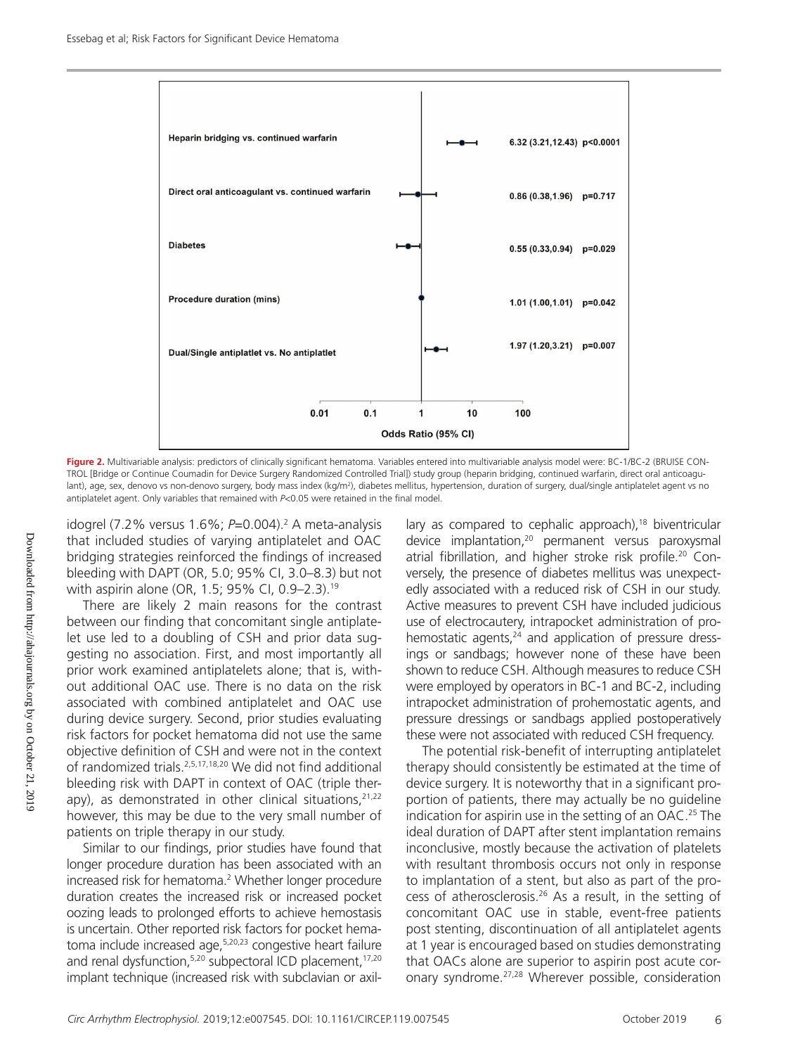| | | |
|---|---|---|
| Heparin bridging vs. continued warfarin | 6.32 (3.21,12.43) | p<0.0001 |
| Direct oral anticoagulant vs. continued warfarin | 0.86 (0.38,1.96) | p=0.717 |
| Diabetes | 0.55 (0.33,0.94) | p=0.029 |
| Procedure duration (mins) | 1.01 (1.00,1.01) | p=0.042 |
| Dual/Single antiplatlet vs. No antiplatlet | 1.97 (1.20,3.21) | p=0.007 |

**Figure 2.** Multivariable analysis: predictors of clinically significant hematoma. Variables entered into multivariable analysis model were: BC-1/BC-2 (BRUISE CONTROL [Bridge or Continue Coumadin for Device Surgery Randomized Controlled Trial]) study group (heparin bridging, continued warfarin, direct oral anticoagulant), age, sex, denovo vs non-denovo surgery, body mass index (kg/m²), diabetes mellitus, hypertension, duration of surgery, dual/single antiplatelet agent vs no antiplatelet agent. Only variables that remained with *P*<0.05 were retained in the final model.

idogrel (7.2% versus 1.6%; *P*=0.004).[2] A meta-analysis that included studies of varying antiplatelet and OAC bridging strategies reinforced the findings of increased bleeding with DAPT (OR, 5.0; 95% CI, 3.0–8.3) but not with aspirin alone (OR, 1.5; 95% CI, 0.9–2.3).[19]

There are likely 2 main reasons for the contrast between our finding that concomitant single antiplatelet use led to a doubling of CSH and prior data suggesting no association. First, and most importantly all prior work examined antiplatelets alone; that is, without additional OAC use. There is no data on the risk associated with combined antiplatelet and OAC use during device surgery. Second, prior studies evaluating risk factors for pocket hematoma did not use the same objective definition of CSH and were not in the context of randomized trials.[2,5,17,18,20] We did not find additional bleeding risk with DAPT in context of OAC (triple therapy), as demonstrated in other clinical situations,[21,22] however, this may be due to the very small number of patients on triple therapy in our study.

Similar to our findings, prior studies have found that longer procedure duration has been associated with an increased risk for hematoma.[2] Whether longer procedure duration creates the increased risk or increased pocket oozing leads to prolonged efforts to achieve hemostasis is uncertain. Other reported risk factors for pocket hematoma include increased age,[5,20,23] congestive heart failure and renal dysfunction,[5,20] subpectoral ICD placement,[17,20] implant technique (increased risk with subclavian or axillary as compared to cephalic approach),[18] biventricular device implantation,[20] permanent versus paroxysmal atrial fibrillation, and higher stroke risk profile.[20] Conversely, the presence of diabetes mellitus was unexpectedly associated with a reduced risk of CSH in our study. Active measures to prevent CSH have included judicious use of electrocautery, intrapocket administration of prohemostatic agents,[24] and application of pressure dressings or sandbags; however none of these have been shown to reduce CSH. Although measures to reduce CSH were employed by operators in BC-1 and BC-2, including intrapocket administration of prohemostatic agents, and pressure dressings or sandbags applied postoperatively these were not associated with reduced CSH frequency.

The potential risk-benefit of interrupting antiplatelet therapy should consistently be estimated at the time of device surgery. It is noteworthy that in a significant proportion of patients, there may actually be no guideline indication for aspirin use in the setting of an OAC.[25] The ideal duration of DAPT after stent implantation remains inconclusive, mostly because the activation of platelets with resultant thrombosis occurs not only in response to implantation of a stent, but also as part of the process of atherosclerosis.[26] As a result, in the setting of concomitant OAC use in stable, event-free patients post stenting, discontinuation of all antiplatelet agents at 1 year is encouraged based on studies demonstrating that OACs alone are superior to aspirin post acute coronary syndrome.[27,28] Wherever possible, consideration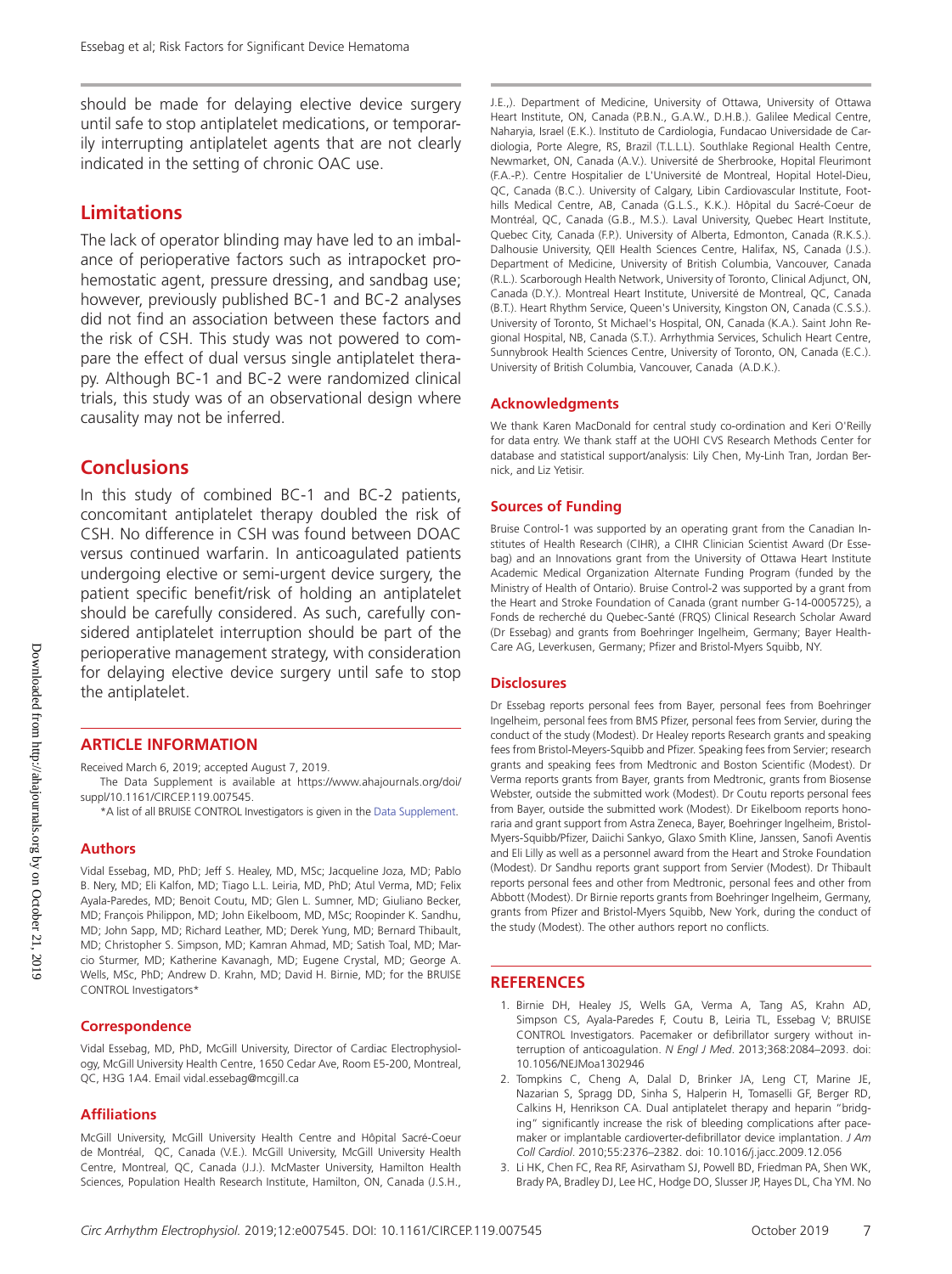should be made for delaying elective device surgery until safe to stop antiplatelet medications, or temporarily interrupting antiplatelet agents that are not clearly indicated in the setting of chronic OAC use.

## Limitations

The lack of operator blinding may have led to an imbalance of perioperative factors such as intrapocket prohemostatic agent, pressure dressing, and sandbag use; however, previously published BC-1 and BC-2 analyses did not find an association between these factors and the risk of CSH. This study was not powered to compare the effect of dual versus single antiplatelet therapy. Although BC-1 and BC-2 were randomized clinical trials, this study was of an observational design where causality may not be inferred.

## Conclusions

In this study of combined BC-1 and BC-2 patients, concomitant antiplatelet therapy doubled the risk of CSH. No difference in CSH was found between DOAC versus continued warfarin. In anticoagulated patients undergoing elective or semi-urgent device surgery, the patient specific benefit/risk of holding an antiplatelet should be carefully considered. As such, carefully considered antiplatelet interruption should be part of the perioperative management strategy, with consideration for delaying elective device surgery until safe to stop the antiplatelet.

## ARTICLE INFORMATION

Received March 6, 2019; accepted August 7, 2019.

The Data Supplement is available at https://www.ahajournals.org/doi/suppl/10.1161/CIRCEP.119.007545.

*A list of all BRUISE CONTROL Investigators is given in the Data Supplement.

### Authors

Vidal Essebag, MD, PhD; Jeff S. Healey, MD, MSc; Jacqueline Joza, MD; Pablo B. Nery, MD; Eli Kalfon, MD; Tiago L.L. Leiria, MD, PhD; Atul Verma, MD; Felix Ayala-Paredes, MD; Benoit Coutu, MD; Glen L. Sumner, MD; Giuliano Becker, MD; François Philippon, MD; John Eikelboom, MD, MSc; Roopinder K. Sandhu, MD; John Sapp, MD; Richard Leather, MD; Derek Yung, MD; Bernard Thibault, MD; Christopher S. Simpson, MD; Kamran Ahmad, MD; Satish Toal, MD; Marcio Sturmer, MD; Katherine Kavanagh, MD; Eugene Crystal, MD; George A. Wells, MSc, PhD; Andrew D. Krahn, MD; David H. Birnie, MD; for the BRUISE CONTROL Investigators*

### Correspondence

Vidal Essebag, MD, PhD, McGill University, Director of Cardiac Electrophysiology, McGill University Health Centre, 1650 Cedar Ave, Room E5-200, Montreal, QC, H3G 1A4. Email vidal.essebag@mcgill.ca

### Affiliations

McGill University, McGill University Health Centre and Hôpital Sacré-Coeur de Montréal, QC, Canada (V.E.). McGill University, McGill University Health Centre, Montreal, QC, Canada (J.J.). McMaster University, Hamilton Health Sciences, Population Health Research Institute, Hamilton, ON, Canada (J.S.H., J.E.,). Department of Medicine, University of Ottawa, University of Ottawa Heart Institute, ON, Canada (P.B.N., G.A.W., D.H.B.). Galilee Medical Centre, Naharyia, Israel (E.K.). Instituto de Cardiologia, Fundacao Universidade de Cardiologia, Porte Alegre, RS, Brazil (T.L.L.L). Southlake Regional Health Centre, Newmarket, ON, Canada (A.V.). Université de Sherbrooke, Hopital Fleurimont (F.A.-P.). Centre Hospitalier de L'Université de Montreal, Hopital Hotel-Dieu, QC, Canada (B.C.). University of Calgary, Libin Cardiovascular Institute, Foothills Medical Centre, AB, Canada (G.L.S., K.K.). Hôpital du Sacré-Coeur de Montréal, QC, Canada (G.B., M.S.). Laval University, Quebec Heart Institute, Quebec City, Canada (F.P.). University of Alberta, Edmonton, Canada (R.K.S.). Dalhousie University, QEII Health Sciences Centre, Halifax, NS, Canada (J.S.). Department of Medicine, University of British Columbia, Vancouver, Canada (R.L.). Scarborough Health Network, University of Toronto, Clinical Adjunct, ON, Canada (D.Y.). Montreal Heart Institute, Université de Montreal, QC, Canada (B.T.). Heart Rhythm Service, Queen's University, Kingston ON, Canada (C.S.S.). University of Toronto, St Michael's Hospital, ON, Canada (K.A.). Saint John Regional Hospital, NB, Canada (S.T.). Arrhythmia Services, Schulich Heart Centre, Sunnybrook Health Sciences Centre, University of Toronto, ON, Canada (E.C.). University of British Columbia, Vancouver, Canada (A.D.K.).

### Acknowledgments

We thank Karen MacDonald for central study co-ordination and Keri O'Reilly for data entry. We thank staff at the UOHI CVS Research Methods Center for database and statistical support/analysis: Lily Chen, My-Linh Tran, Jordan Bernick, and Liz Yetisir.

### Sources of Funding

Bruise Control-1 was supported by an operating grant from the Canadian Institutes of Health Research (CIHR), a CIHR Clinician Scientist Award (Dr Essebag) and an Innovations grant from the University of Ottawa Heart Institute Academic Medical Organization Alternate Funding Program (funded by the Ministry of Health of Ontario). Bruise Control-2 was supported by a grant from the Heart and Stroke Foundation of Canada (grant number G-14-0005725), a Fonds de recherché du Quebec-Santé (FRQS) Clinical Research Scholar Award (Dr Essebag) and grants from Boehringer Ingelheim, Germany; Bayer Health-Care AG, Leverkusen, Germany; Pfizer and Bristol-Myers Squibb, NY.

### Disclosures

Dr Essebag reports personal fees from Bayer, personal fees from Boehringer Ingelheim, personal fees from BMS Pfizer, personal fees from Servier, during the conduct of the study (Modest). Dr Healey reports Research grants and speaking fees from Bristol-Meyers-Squibb and Pfizer. Speaking fees from Servier; research grants and speaking fees from Medtronic and Boston Scientific (Modest). Dr Verma reports grants from Bayer, grants from Medtronic, grants from Biosense Webster, outside the submitted work (Modest). Dr Coutu reports personal fees from Bayer, outside the submitted work (Modest). Dr Eikelboom reports honoraria and grant support from Astra Zeneca, Bayer, Boehringer Ingelheim, Bristol-Myers-Squibb/Pfizer, Daiichi Sankyo, Glaxo Smith Kline, Janssen, Sanofi Aventis and Eli Lilly as well as a personnel award from the Heart and Stroke Foundation (Modest). Dr Sandhu reports grant support from Servier (Modest). Dr Thibault reports personal fees and other from Medtronic, personal fees and other from Abbott (Modest). Dr Birnie reports grants from Boehringer Ingelheim, Germany, grants from Pfizer and Bristol-Myers Squibb, New York, during the conduct of the study (Modest). The other authors report no conflicts.

## REFERENCES

1. Birnie DH, Healey JS, Wells GA, Verma A, Tang AS, Krahn AD, Simpson CS, Ayala-Paredes F, Coutu B, Leiria TL, Essebag V; BRUISE CONTROL Investigators. Pacemaker or defibrillator surgery without interruption of anticoagulation. *N Engl J Med*. 2013;368:2084–2093. doi: 10.1056/NEJMoa1302946
2. Tompkins C, Cheng A, Dalal D, Brinker JA, Leng CT, Marine JE, Nazarian S, Spragg DD, Sinha S, Halperin H, Tomaselli GF, Berger RD, Calkins H, Henrikson CA. Dual antiplatelet therapy and heparin "bridging" significantly increase the risk of bleeding complications after pacemaker or implantable cardioverter-defibrillator device implantation. *J Am Coll Cardiol*. 2010;55:2376–2382. doi: 10.1016/j.jacc.2009.12.056
3. Li HK, Chen FC, Rea RF, Asirvatham SJ, Powell BD, Friedman PA, Shen WK, Brady PA, Bradley DJ, Lee HC, Hodge DO, Slusser JP, Hayes DL, Cha YM. No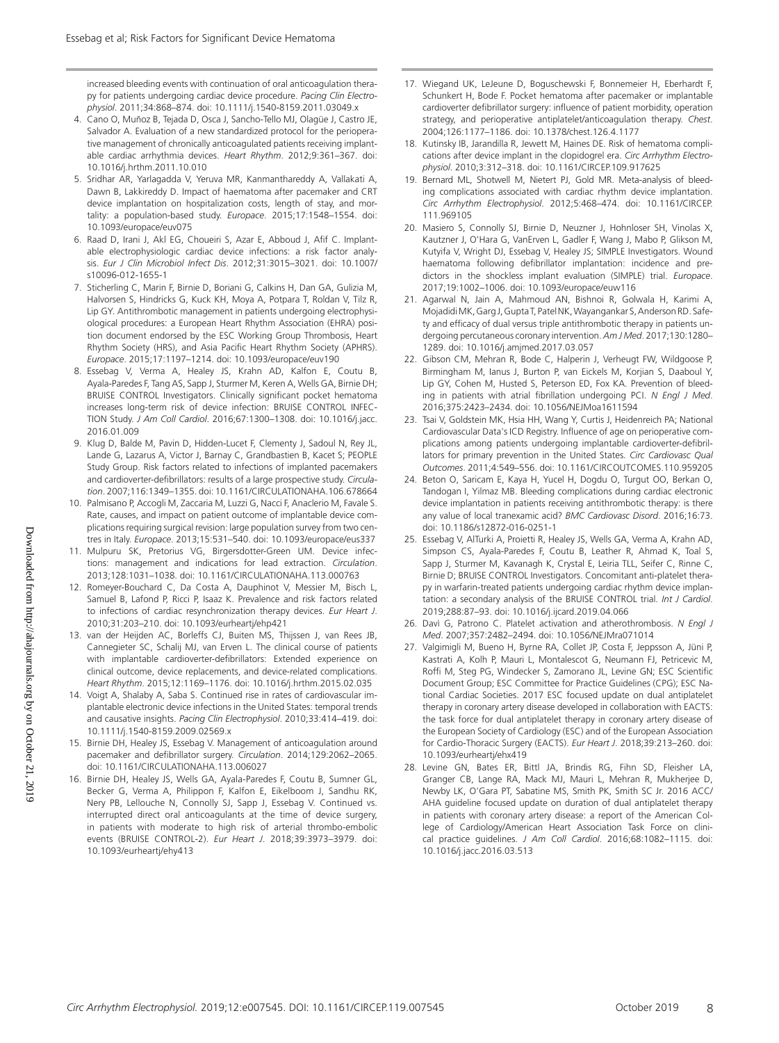increased bleeding events with continuation of oral anticoagulation therapy for patients undergoing cardiac device procedure. *Pacing Clin Electrophysiol*. 2011;34:868–874. doi: 10.1111/j.1540-8159.2011.03049.x

4. Cano O, Muñoz B, Tejada D, Osca J, Sancho-Tello MJ, Olagüe J, Castro JE, Salvador A. Evaluation of a new standardized protocol for the perioperative management of chronically anticoagulated patients receiving implantable cardiac arrhythmia devices. *Heart Rhythm*. 2012;9:361–367. doi: 10.1016/j.hrthm.2011.10.010
5. Sridhar AR, Yarlagadda V, Yeruva MR, Kanmanthareddy A, Vallakati A, Dawn B, Lakkireddy D. Impact of haematoma after pacemaker and CRT device implantation on hospitalization costs, length of stay, and mortality: a population-based study. *Europace*. 2015;17:1548–1554. doi: 10.1093/europace/euv075
6. Raad D, Irani J, Akl EG, Choueiri S, Azar E, Abboud J, Afif C. Implantable electrophysiologic cardiac device infections: a risk factor analysis. *Eur J Clin Microbiol Infect Dis*. 2012;31:3015–3021. doi: 10.1007/s10096-012-1655-1
7. Sticherling C, Marin F, Birnie D, Boriani G, Calkins H, Dan GA, Gulizia M, Halvorsen S, Hindricks G, Kuck KH, Moya A, Potpara T, Roldan V, Tilz R, Lip GY. Antithrombotic management in patients undergoing electrophysiological procedures: a European Heart Rhythm Association (EHRA) position document endorsed by the ESC Working Group Thrombosis, Heart Rhythm Society (HRS), and Asia Pacific Heart Rhythm Society (APHRS). *Europace*. 2015;17:1197–1214. doi: 10.1093/europace/euv190
8. Essebag V, Verma A, Healey JS, Krahn AD, Kalfon E, Coutu B, Ayala-Paredes F, Tang AS, Sapp J, Sturmer M, Keren A, Wells GA, Birnie DH; BRUISE CONTROL Investigators. Clinically significant pocket hematoma increases long-term risk of device infection: BRUISE CONTROL INFECTION Study. *J Am Coll Cardiol*. 2016;67:1300–1308. doi: 10.1016/j.jacc.2016.01.009
9. Klug D, Balde M, Pavin D, Hidden-Lucet F, Clementy J, Sadoul N, Rey JL, Lande G, Lazarus A, Victor J, Barnay C, Grandbastien B, Kacet S; PEOPLE Study Group. Risk factors related to infections of implanted pacemakers and cardioverter-defibrillators: results of a large prospective study. *Circulation*. 2007;116:1349–1355. doi: 10.1161/CIRCULATIONAHA.106.678664
10. Palmisano P, Accogli M, Zaccaria M, Luzzi G, Nacci F, Anaclerio M, Favale S. Rate, causes, and impact on patient outcome of implantable device complications requiring surgical revision: large population survey from two centres in Italy. *Europace*. 2013;15:531–540. doi: 10.1093/europace/eus337
11. Mulpuru SK, Pretorius VG, Birgersdotter-Green UM. Device infections: management and indications for lead extraction. *Circulation*. 2013;128:1031–1038. doi: 10.1161/CIRCULATIONAHA.113.000763
12. Romeyer-Bouchard C, Da Costa A, Dauphinot V, Messier M, Bisch L, Samuel B, Lafond P, Ricci P, Isaaz K. Prevalence and risk factors related to infections of cardiac resynchronization therapy devices. *Eur Heart J*. 2010;31:203–210. doi: 10.1093/eurheartj/ehp421
13. van der Heijden AC, Borleffs CJ, Buiten MS, Thijssen J, van Rees JB, Cannegieter SC, Schalij MJ, van Erven L. The clinical course of patients with implantable cardioverter-defibrillators: Extended experience on clinical outcome, device replacements, and device-related complications. *Heart Rhythm*. 2015;12:1169–1176. doi: 10.1016/j.hrthm.2015.02.035
14. Voigt A, Shalaby A, Saba S. Continued rise in rates of cardiovascular implantable electronic device infections in the United States: temporal trends and causative insights. *Pacing Clin Electrophysiol*. 2010;33:414–419. doi: 10.1111/j.1540-8159.2009.02569.x
15. Birnie DH, Healey JS, Essebag V. Management of anticoagulation around pacemaker and defibrillator surgery. *Circulation*. 2014;129:2062–2065. doi: 10.1161/CIRCULATIONAHA.113.006027
16. Birnie DH, Healey JS, Wells GA, Ayala-Paredes F, Coutu B, Sumner GL, Becker G, Verma A, Philippon F, Kalfon E, Eikelboom J, Sandhu RK, Nery PB, Lellouche N, Connolly SJ, Sapp J, Essebag V. Continued vs. interrupted direct oral anticoagulants at the time of device surgery, in patients with moderate to high risk of arterial thrombo-embolic events (BRUISE CONTROL-2). *Eur Heart J*. 2018;39:3973–3979. doi: 10.1093/eurheartj/ehy413
17. Wiegand UK, LeJeune D, Boguschewski F, Bonnemeier H, Eberhardt F, Schunkert H, Bode F. Pocket hematoma after pacemaker or implantable cardioverter defibrillator surgery: influence of patient morbidity, operation strategy, and perioperative antiplatelet/anticoagulation therapy. *Chest*. 2004;126:1177–1186. doi: 10.1378/chest.126.4.1177
18. Kutinsky IB, Jarandilla R, Jewett M, Haines DE. Risk of hematoma complications after device implant in the clopidogrel era. *Circ Arrhythm Electrophysiol*. 2010;3:312–318. doi: 10.1161/CIRCEP.109.917625
19. Bernard ML, Shotwell M, Nietert PJ, Gold MR. Meta-analysis of bleeding complications associated with cardiac rhythm device implantation. *Circ Arrhythm Electrophysiol*. 2012;5:468–474. doi: 10.1161/CIRCEP.111.969105
20. Masiero S, Connolly SJ, Birnie D, Neuzner J, Hohnloser SH, Vinolas X, Kautzner J, O'Hara G, VanErven L, Gadler F, Wang J, Mabo P, Glikson M, Kutyifa V, Wright DJ, Essebag V, Healey JS; SIMPLE Investigators. Wound haematoma following defibrillator implantation: incidence and predictors in the shockless implant evaluation (SIMPLE) trial. *Europace*. 2017;19:1002–1006. doi: 10.1093/europace/euw116
21. Agarwal N, Jain A, Mahmoud AN, Bishnoi R, Golwala H, Karimi A, Mojadidi MK, Garg J, Gupta T, Patel NK, Wayangankar S, Anderson RD. Safety and efficacy of dual versus triple antithrombotic therapy in patients undergoing percutaneous coronary intervention. *Am J Med*. 2017;130:1280–1289. doi: 10.1016/j.amjmed.2017.03.057
22. Gibson CM, Mehran R, Bode C, Halperin J, Verheugt FW, Wildgoose P, Birmingham M, Ianus J, Burton P, van Eickels M, Korjian S, Daaboul Y, Lip GY, Cohen M, Husted S, Peterson ED, Fox KA. Prevention of bleeding in patients with atrial fibrillation undergoing PCI. *N Engl J Med*. 2016;375:2423–2434. doi: 10.1056/NEJMoa1611594
23. Tsai V, Goldstein MK, Hsia HH, Wang Y, Curtis J, Heidenreich PA; National Cardiovascular Data's ICD Registry. Influence of age on perioperative complications among patients undergoing implantable cardioverter-defibrillators for primary prevention in the United States. *Circ Cardiovasc Qual Outcomes*. 2011;4:549–556. doi: 10.1161/CIRCOUTCOMES.110.959205
24. Beton O, Saricam E, Kaya H, Yucel H, Dogdu O, Turgut OO, Berkan O, Tandogan I, Yilmaz MB. Bleeding complications during cardiac electronic device implantation in patients receiving antithrombotic therapy: is there any value of local tranexamic acid? *BMC Cardiovasc Disord*. 2016;16:73. doi: 10.1186/s12872-016-0251-1
25. Essebag V, AlTurki A, Proietti R, Healey JS, Wells GA, Verma A, Krahn AD, Simpson CS, Ayala-Paredes F, Coutu B, Leather R, Ahmad K, Toal S, Sapp J, Sturmer M, Kavanagh K, Crystal E, Leiria TLL, Seifer C, Rinne C, Birnie D; BRUISE CONTROL Investigators. Concomitant anti-platelet therapy in warfarin-treated patients undergoing cardiac rhythm device implantation: a secondary analysis of the BRUISE CONTROL trial. *Int J Cardiol*. 2019;288:87–93. doi: 10.1016/j.ijcard.2019.04.066
26. Davì G, Patrono C. Platelet activation and atherothrombosis. *N Engl J Med*. 2007;357:2482–2494. doi: 10.1056/NEJMra071014
27. Valgimigli M, Bueno H, Byrne RA, Collet JP, Costa F, Jeppsson A, Jüni P, Kastrati A, Kolh P, Mauri L, Montalescot G, Neumann FJ, Petricevic M, Roffi M, Steg PG, Windecker S, Zamorano JL, Levine GN; ESC Scientific Document Group; ESC Committee for Practice Guidelines (CPG); ESC National Cardiac Societies. 2017 ESC focused update on dual antiplatelet therapy in coronary artery disease developed in collaboration with EACTS: the task force for dual antiplatelet therapy in coronary artery disease of the European Society of Cardiology (ESC) and of the European Association for Cardio-Thoracic Surgery (EACTS). *Eur Heart J*. 2018;39:213–260. doi: 10.1093/eurheartj/ehx419
28. Levine GN, Bates ER, Bittl JA, Brindis RG, Fihn SD, Fleisher LA, Granger CB, Lange RA, Mack MJ, Mauri L, Mehran R, Mukherjee D, Newby LK, O'Gara PT, Sabatine MS, Smith PK, Smith SC Jr. 2016 ACC/AHA guideline focused update on duration of dual antiplatelet therapy in patients with coronary artery disease: a report of the American College of Cardiology/American Heart Association Task Force on clinical practice guidelines. *J Am Coll Cardiol*. 2016;68:1082–1115. doi: 10.1016/j.jacc.2016.03.513